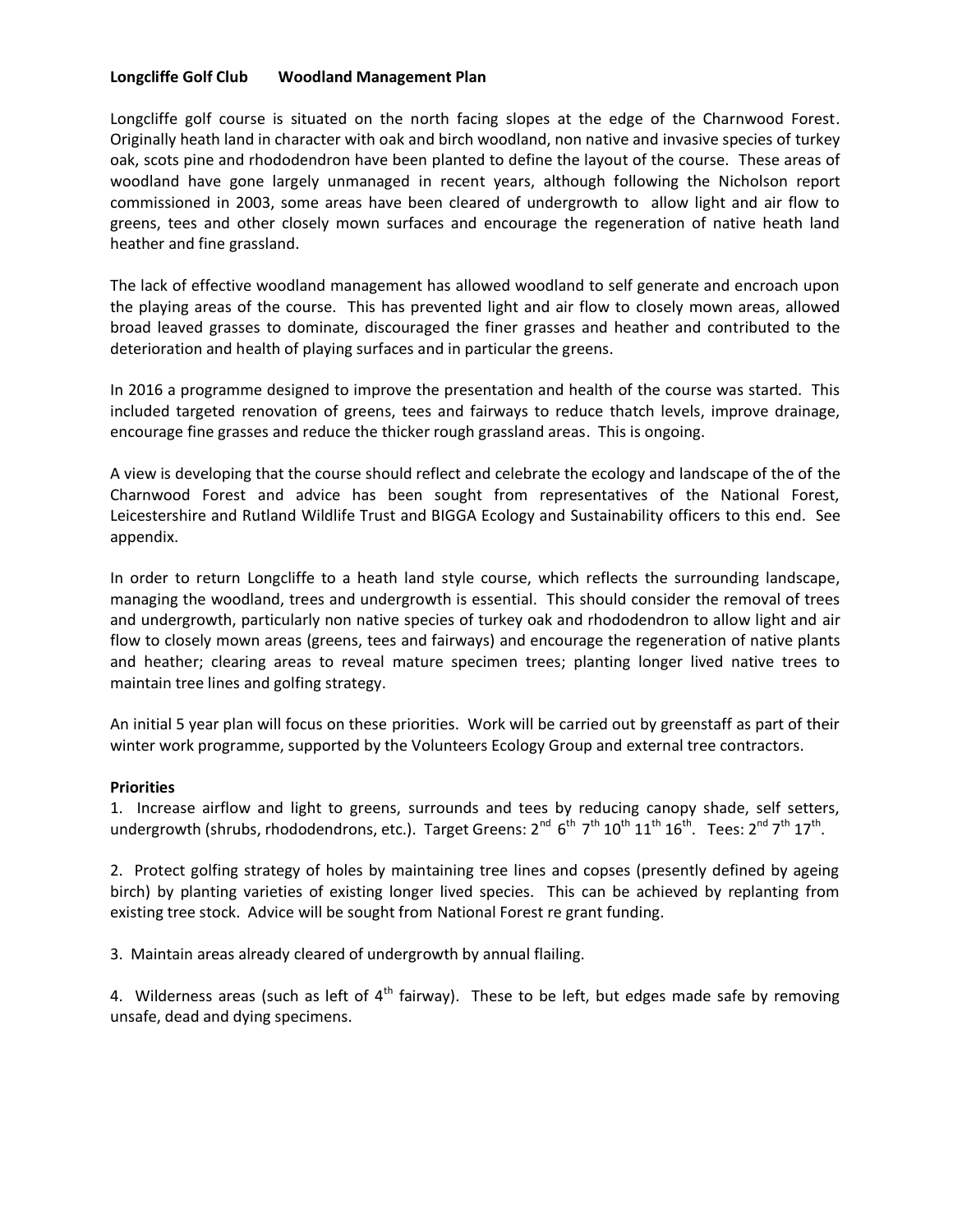**Longcliffe Golf Club  Woodland Management Plan**

Longcliffe golf course is situated on the north facing slopes at the edge of the Charnwood Forest. Originally heath land in character with oak and birch woodland, non native and invasive species of turkey oak, scots pine and rhododendron have been planted to define the layout of the course. These areas of woodland have gone largely unmanaged in recent years, although following the Nicholson report commissioned in 2003, some areas have been cleared of undergrowth to allow light and air flow to greens, tees and other closely mown surfaces and encourage the regeneration of native heath land heather and fine grassland.

The lack of effective woodland management has allowed woodland to self generate and encroach upon the playing areas of the course. This has prevented light and air flow to closely mown areas, allowed broad leaved grasses to dominate, discouraged the finer grasses and heather and contributed to the deterioration and health of playing surfaces and in particular the greens.

In 2016 a programme designed to improve the presentation and health of the course was started. This included targeted renovation of greens, tees and fairways to reduce thatch levels, improve drainage, encourage fine grasses and reduce the thicker rough grassland areas. This is ongoing.

A view is developing that the course should reflect and celebrate the ecology and landscape of the of the Charnwood Forest and advice has been sought from representatives of the National Forest, Leicestershire and Rutland Wildlife Trust and BIGGA Ecology and Sustainability officers to this end. See appendix.

In order to return Longcliffe to a heath land style course, which reflects the surrounding landscape, managing the woodland, trees and undergrowth is essential. This should consider the removal of trees and undergrowth, particularly non native species of turkey oak and rhododendron to allow light and air flow to closely mown areas (greens, tees and fairways) and encourage the regeneration of native plants and heather; clearing areas to reveal mature specimen trees; planting longer lived native trees to maintain tree lines and golfing strategy.

An initial 5 year plan will focus on these priorities. Work will be carried out by greenstaff as part of their winter work programme, supported by the Volunteers Ecology Group and external tree contractors.

**Priorities**

1. Increase airflow and light to greens, surrounds and tees by reducing canopy shade, self setters, undergrowth (shrubs, rhododendrons, etc.). Target Greens: 2nd 6th 7th 10th 11th 16th. Tees: 2nd 7th 17th.

2. Protect golfing strategy of holes by maintaining tree lines and copses (presently defined by ageing birch) by planting varieties of existing longer lived species. This can be achieved by replanting from existing tree stock. Advice will be sought from National Forest re grant funding.

3. Maintain areas already cleared of undergrowth by annual flailing.

4. Wilderness areas (such as left of 4th fairway). These to be left, but edges made safe by removing unsafe, dead and dying specimens.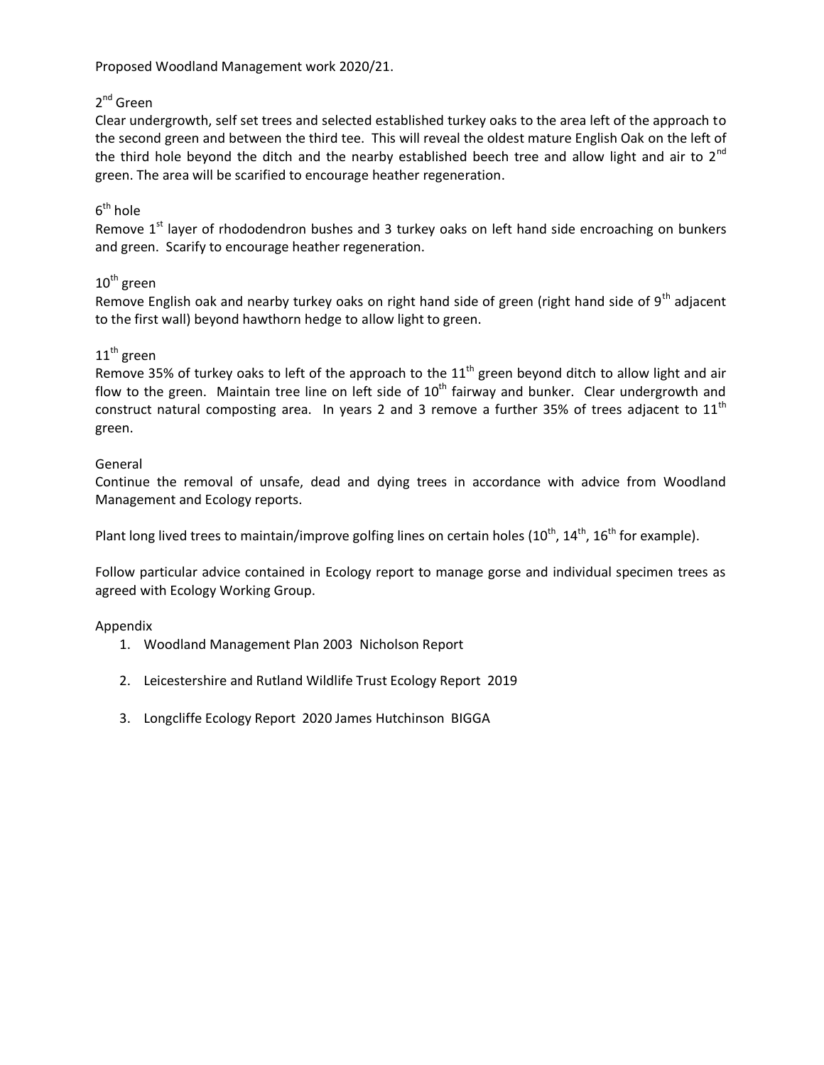Proposed Woodland Management work 2020/21.

## 2nd Green

Clear undergrowth, self set trees and selected established turkey oaks to the area left of the approach to the second green and between the third tee. This will reveal the oldest mature English Oak on the left of the third hole beyond the ditch and the nearby established beech tree and allow light and air to 2nd green. The area will be scarified to encourage heather regeneration.

## 6th hole

Remove 1st layer of rhododendron bushes and 3 turkey oaks on left hand side encroaching on bunkers and green. Scarify to encourage heather regeneration.

## 10th green

Remove English oak and nearby turkey oaks on right hand side of green (right hand side of 9th adjacent to the first wall) beyond hawthorn hedge to allow light to green.

## 11th green

Remove 35% of turkey oaks to left of the approach to the 11th green beyond ditch to allow light and air flow to the green. Maintain tree line on left side of 10th fairway and bunker. Clear undergrowth and construct natural composting area. In years 2 and 3 remove a further 35% of trees adjacent to 11th green.

## General

Continue the removal of unsafe, dead and dying trees in accordance with advice from Woodland Management and Ecology reports.

Plant long lived trees to maintain/improve golfing lines on certain holes (10th, 14th, 16th for example).

Follow particular advice contained in Ecology report to manage gorse and individual specimen trees as agreed with Ecology Working Group.

## Appendix

1. Woodland Management Plan 2003 Nicholson Report
2. Leicestershire and Rutland Wildlife Trust Ecology Report 2019
3. Longcliffe Ecology Report 2020 James Hutchinson BIGGA